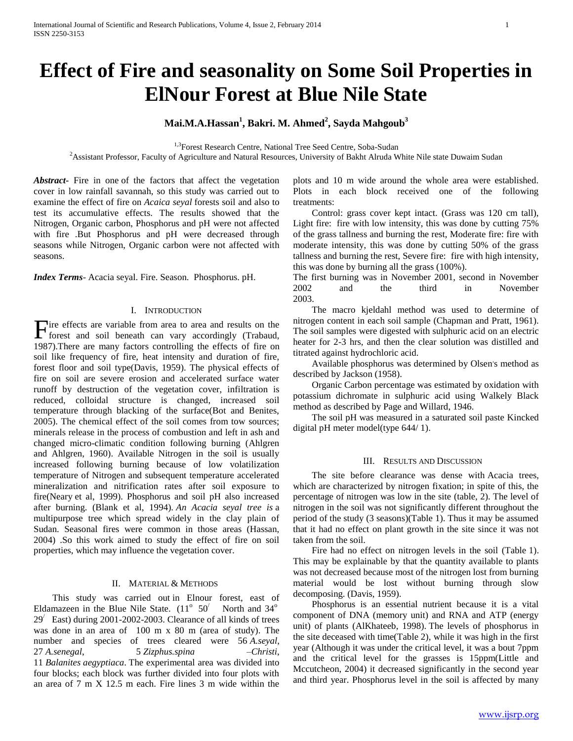# Effect of Fire and seasonality on Some Soil Properties in ElNour Forest at Blue Nile State

**Mai.M.A.Hassan[1], Bakri. M. Ahmed[2], Sayda Mahgoub[3]**

[1,3]Forest Research Centre, National Tree Seed Centre, Soba-Sudan
[2]Assistant Professor, Faculty of Agriculture and Natural Resources, University of Bakht Alruda White Nile state Duwaim Sudan

***Abstract-*** Fire in one of the factors that affect the vegetation cover in low rainfall savannah, so this study was carried out to examine the effect of fire on *Acaica seyal* forests soil and also to test its accumulative effects. The results showed that the Nitrogen, Organic carbon, Phosphorus and pH were not affected with fire .But Phosphorus and pH were decreased through seasons while Nitrogen, Organic carbon were not affected with seasons.

***Index Terms-*** Acacia seyal. Fire. Season. Phosphorus. pH.

## I. Introduction

Fire effects are variable from area to area and results on the forest and soil beneath can vary accordingly (Trabaud, 1987).There are many factors controlling the effects of fire on soil like frequency of fire, heat intensity and duration of fire, forest floor and soil type(Davis, 1959). The physical effects of fire on soil are severe erosion and accelerated surface water runoff by destruction of the vegetation cover, infiltration is reduced, colloidal structure is changed, increased soil temperature through blacking of the surface(Bot and Benites, 2005). The chemical effect of the soil comes from tow sources; minerals release in the process of combustion and left in ash and changed micro-climatic condition following burning (Ahlgren and Ahlgren, 1960). Available Nitrogen in the soil is usually increased following burning because of low volatilization temperature of Nitrogen and subsequent temperature accelerated mineralization and nitrification rates after soil exposure to fire(Neary et al, 1999). Phosphorus and soil pH also increased after burning. (Blank et al, 1994). *An Acacia seyal tree is* a multipurpose tree which spread widely in the clay plain of Sudan. Seasonal fires were common in those areas (Hassan, 2004) .So this work aimed to study the effect of fire on soil properties, which may influence the vegetation cover.

## II. Material & Methods

This study was carried out in Elnour forest, east of Eldamazeen in the Blue Nile State. ($11^{o}$ $50^{/}$ North and $34^{o}$ $29^{/}$ East) during 2001-2002-2003. Clearance of all kinds of trees was done in an area of 100 m x 80 m (area of study). The number and species of trees cleared were 56 *A.seyal*, 27 *A.senegal*, 5 *Zizphus.spina –Christi*, 11 *Balanites aegyptiaca*. The experimental area was divided into four blocks; each block was further divided into four plots with an area of 7 m X 12.5 m each. Fire lines 3 m wide within the plots and 10 m wide around the whole area were established. Plots in each block received one of the following treatments:

Control: grass cover kept intact. (Grass was 120 cm tall), Light fire: fire with low intensity, this was done by cutting 75% of the grass tallness and burning the rest, Moderate fire: fire with moderate intensity, this was done by cutting 50% of the grass tallness and burning the rest, Severe fire: fire with high intensity, this was done by burning all the grass (100%).

The first burning was in November 2001, second in November 2002 and the third in November 2003.

The macro kjeldahl method was used to determine of nitrogen content in each soil sample (Chapman and Pratt, 1961). The soil samples were digested with sulphuric acid on an electric heater for 2-3 hrs, and then the clear solution was distilled and titrated against hydrochloric acid.

Available phosphorus was determined by Olsen's method as described by Jackson (1958).

Organic Carbon percentage was estimated by oxidation with potassium dichromate in sulphuric acid using Walkely Black method as described by Page and Willard, 1946.

The soil pH was measured in a saturated soil paste Kincked digital pH meter model(type 644/ 1).

## III. Results and Discussion

The site before clearance was dense with Acacia trees, which are characterized by nitrogen fixation; in spite of this, the percentage of nitrogen was low in the site (table, 2). The level of nitrogen in the soil was not significantly different throughout the period of the study (3 seasons)(Table 1). Thus it may be assumed that it had no effect on plant growth in the site since it was not taken from the soil.

Fire had no effect on nitrogen levels in the soil (Table 1). This may be explainable by that the quantity available to plants was not decreased because most of the nitrogen lost from burning material would be lost without burning through slow decomposing. (Davis, 1959).

Phosphorus is an essential nutrient because it is a vital component of DNA (memory unit) and RNA and ATP (energy unit) of plants (AlKhateeb, 1998). The levels of phosphorus in the site deceased with time(Table 2), while it was high in the first year (Although it was under the critical level, it was a bout 7ppm and the critical level for the grasses is 15ppm(Little and Mccutcheon, 2004) it decreased significantly in the second year and third year. Phosphorus level in the soil is affected by many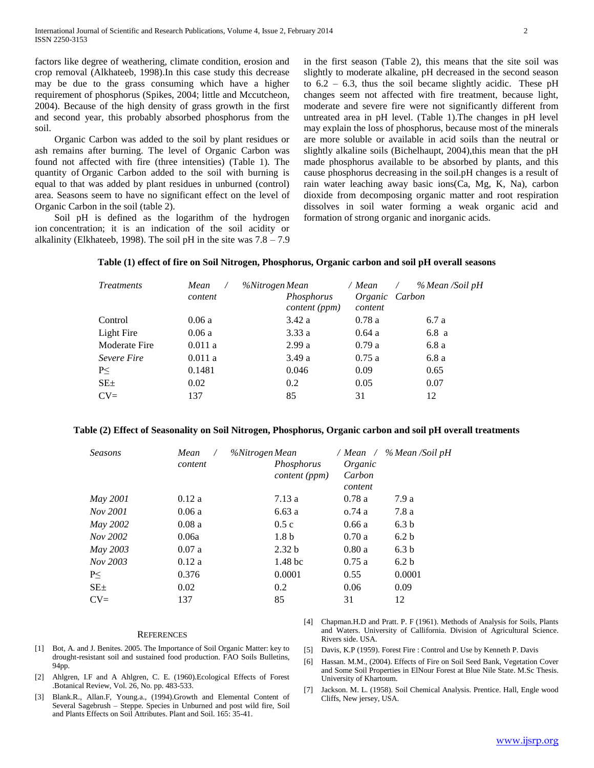factors like degree of weathering, climate condition, erosion and crop removal (Alkhateeb, 1998).In this case study this decrease may be due to the grass consuming which have a higher requirement of phosphorus (Spikes, 2004; little and Mccutcheon, 2004). Because of the high density of grass growth in the first and second year, this probably absorbed phosphorus from the soil.

Organic Carbon was added to the soil by plant residues or ash remains after burning. The level of Organic Carbon was found not affected with fire (three intensities) (Table 1). The quantity of Organic Carbon added to the soil with burning is equal to that was added by plant residues in unburned (control) area. Seasons seem to have no significant effect on the level of Organic Carbon in the soil (table 2).

Soil pH is defined as the logarithm of the hydrogen ion concentration; it is an indication of the soil acidity or alkalinity (Elkhateeb, 1998). The soil pH in the site was 7.8 – 7.9 in the first season (Table 2), this means that the site soil was slightly to moderate alkaline, pH decreased in the second season to 6.2 – 6.3, thus the soil became slightly acidic. These pH changes seem not affected with fire treatment, because light, moderate and severe fire were not significantly different from untreated area in pH level. (Table 1).The changes in pH level may explain the loss of phosphorus, because most of the minerals are more soluble or available in acid soils than the neutral or slightly alkaline soils (Bichelhaupt, 2004),this mean that the pH made phosphorus available to be absorbed by plants, and this cause phosphorus decreasing in the soil.pH changes is a result of rain water leaching away basic ions(Ca, Mg, K, Na), carbon dioxide from decomposing organic matter and root respiration dissolves in soil water forming a weak organic acid and formation of strong organic and inorganic acids.

**Table (1) effect of fire on Soil Nitrogen, Phosphorus, Organic carbon and soil pH overall seasons**

| *Treatments* | *Mean / %Nitrogen content* | *Mean / Phosphorus content (ppm)* | *Mean / % Organic Carbon content* | *Mean /Soil pH* |
|---|---|---|---|---|
| Control | 0.06 a | 3.42 a | 0.78 a | 6.7 a |
| Light Fire | 0.06 a | 3.33 a | 0.64 a | 6.8 a |
| Moderate Fire | 0.011 a | 2.99 a | 0.79 a | 6.8 a |
| *Severe Fire* | 0.011 a | 3.49 a | 0.75 a | 6.8 a |
| P≤ | 0.1481 | 0.046 | 0.09 | 0.65 |
| SE± | 0.02 | 0.2 | 0.05 | 0.07 |
| CV= | 137 | 85 | 31 | 12 |

**Table (2) Effect of Seasonality on Soil Nitrogen, Phosphorus, Organic carbon and soil pH overall treatments**

| *Seasons* | *Mean / %Nitrogen content* | *Mean / Phosphorus content (ppm)* | *Mean / % Organic Carbon content* | *Mean /Soil pH* |
|---|---|---|---|---|
| *May 2001* | 0.12 a | 7.13 a | 0.78 a | 7.9 a |
| *Nov 2001* | 0.06 a | 6.63 a | o.74 a | 7.8 a |
| *May 2002* | 0.08 a | 0.5 c | 0.66 a | 6.3 b |
| *Nov 2002* | 0.06a | 1.8 b | 0.70 a | 6.2 b |
| *May 2003* | 0.07 a | 2.32 b | 0.80 a | 6.3 b |
| *Nov 2003* | 0.12 a | 1.48 bc | 0.75 a | 6.2 b |
| P≤ | 0.376 | 0.0001 | 0.55 | 0.0001 |
| SE± | 0.02 | 0.2 | 0.06 | 0.09 |
| CV= | 137 | 85 | 31 | 12 |

## REFERENCES

[1] Bot, A. and J. Benites. 2005. The Importance of Soil Organic Matter: key to drought-resistant soil and sustained food production. FAO Soils Bulletins, 94pp.

[2] Ahlgren, I.F and A Ahlgren, C. E. (1960).Ecological Effects of Forest .Botanical Review, Vol. 26, No. pp. 483-533.

[3] Blank.R., Allan.F, Young.a., (1994).Growth and Elemental Content of Several Sagebrush – Steppe. Species in Unburned and post wild fire, Soil and Plants Effects on Soil Attributes. Plant and Soil. 165: 35-41.

[4] Chapman.H.D and Pratt. P. F (1961). Methods of Analysis for Soils, Plants and Waters. University of Callifornia. Division of Agricultural Science. Rivers side. USA.

[5] Davis, K.P (1959). Forest Fire : Control and Use by Kenneth P. Davis

[6] Hassan. M.M., (2004). Effects of Fire on Soil Seed Bank, Vegetation Cover and Some Soil Properties in ElNour Forest at Blue Nile State. M.Sc Thesis. University of Khartoum.

[7] Jackson. M. L. (1958). Soil Chemical Analysis. Prentice. Hall, Engle wood Cliffs, New jersey, USA.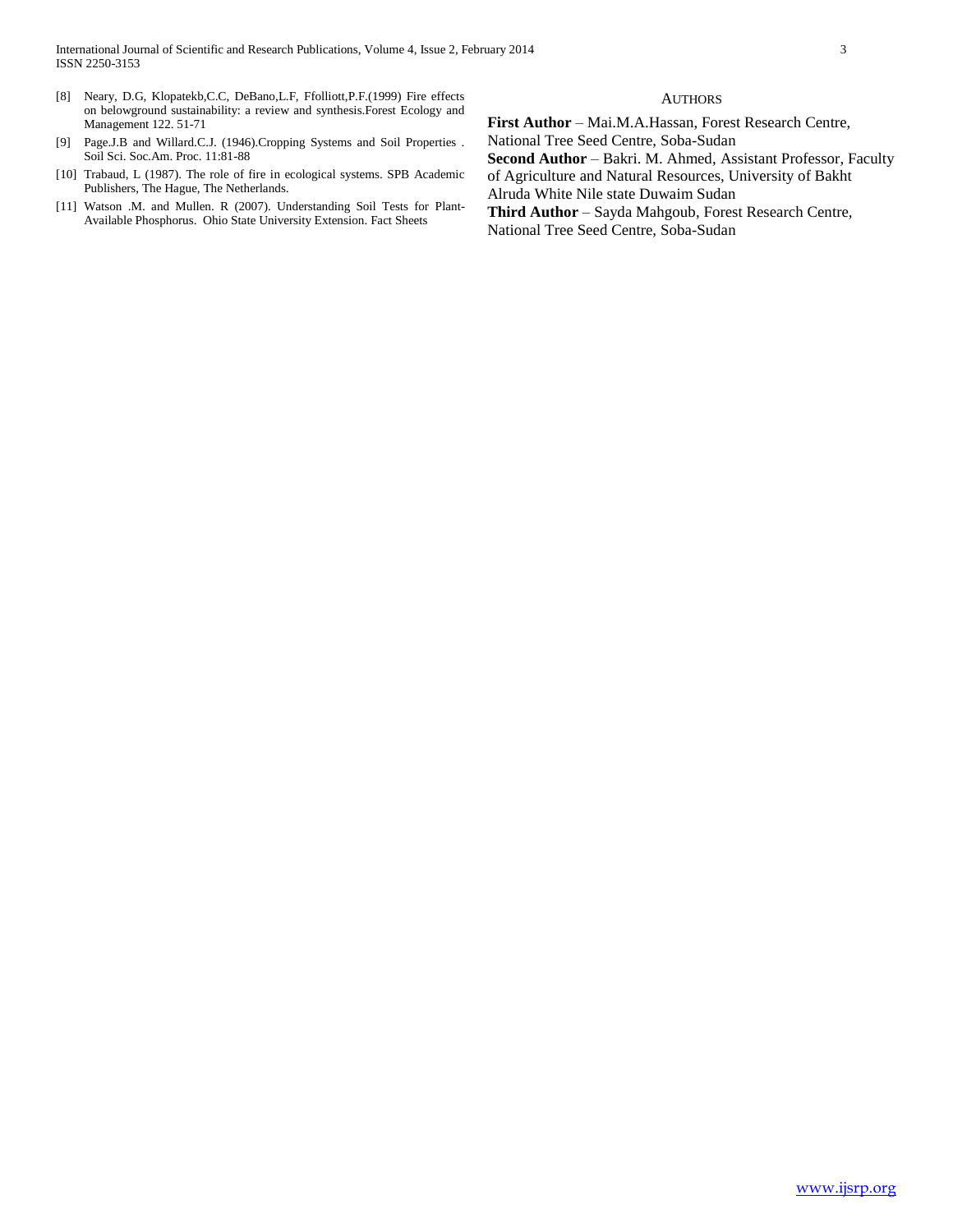[8] Neary, D.G, Klopatekb,C.C, DeBano,L.F, Ffolliott,P.F.(1999) Fire effects on belowground sustainability: a review and synthesis.Forest Ecology and Management 122. 51-71

[9] Page.J.B and Willard.C.J. (1946).Cropping Systems and Soil Properties . Soil Sci. Soc.Am. Proc. 11:81-88

[10] Trabaud, L (1987). The role of fire in ecological systems. SPB Academic Publishers, The Hague, The Netherlands.

[11] Watson .M. and Mullen. R (2007). Understanding Soil Tests for Plant-Available Phosphorus. Ohio State University Extension. Fact Sheets

## AUTHORS

**First Author** – Mai.M.A.Hassan, Forest Research Centre, National Tree Seed Centre, Soba-Sudan

**Second Author** – Bakri. M. Ahmed, Assistant Professor, Faculty of Agriculture and Natural Resources, University of Bakht Alruda White Nile state Duwaim Sudan

**Third Author** – Sayda Mahgoub, Forest Research Centre, National Tree Seed Centre, Soba-Sudan